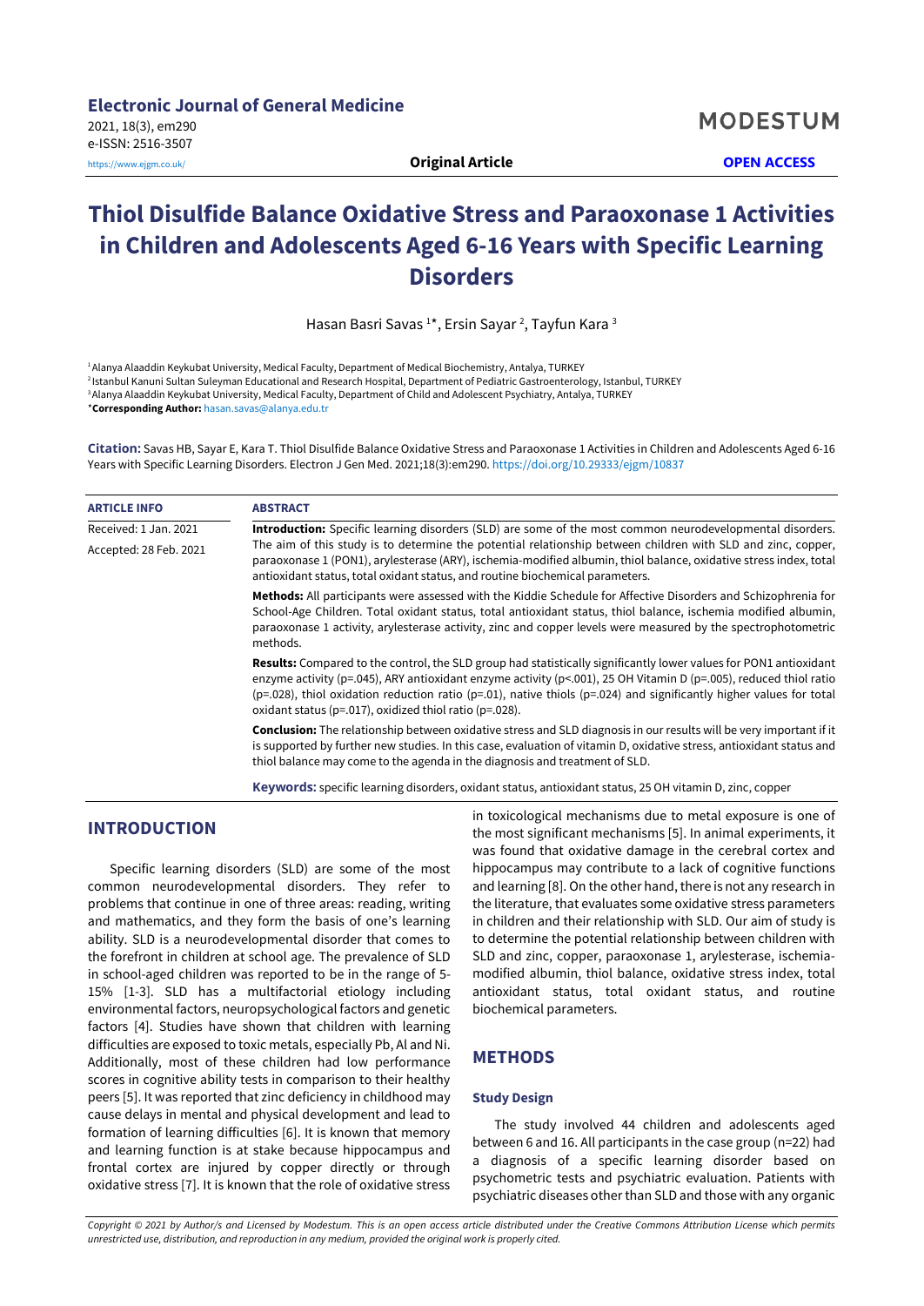# Thiol Disulfide Balance Oxidative Stress and Paraoxonase 1 Activities in Children and Adolescents Aged 6-16 Years with Specific Learning Disorders

Hasan Basri Savas [1]*, Ersin Sayar [2], Tayfun Kara [3]

[1] Alanya Alaaddin Keykubat University, Medical Faculty, Department of Medical Biochemistry, Antalya, TURKEY
[2] Istanbul Kanuni Sultan Suleyman Educational and Research Hospital, Department of Pediatric Gastroenterology, Istanbul, TURKEY
[3] Alanya Alaaddin Keykubat University, Medical Faculty, Department of Child and Adolescent Psychiatry, Antalya, TURKEY
***Corresponding Author:** hasan.savas@alanya.edu.tr

**Citation:** Savas HB, Sayar E, Kara T. Thiol Disulfide Balance Oxidative Stress and Paraoxonase 1 Activities in Children and Adolescents Aged 6-16 Years with Specific Learning Disorders. Electron J Gen Med. 2021;18(3):em290. https://doi.org/10.29333/ejgm/10837

**ARTICLE INFO**

Received: 1 Jan. 2021

Accepted: 28 Feb. 2021

**ABSTRACT**

**Introduction:** Specific learning disorders (SLD) are some of the most common neurodevelopmental disorders. The aim of this study is to determine the potential relationship between children with SLD and zinc, copper, paraoxonase 1 (PON1), arylesterase (ARY), ischemia-modified albumin, thiol balance, oxidative stress index, total antioxidant status, total oxidant status, and routine biochemical parameters.

**Methods:** All participants were assessed with the Kiddie Schedule for Affective Disorders and Schizophrenia for School-Age Children. Total oxidant status, total antioxidant status, thiol balance, ischemia modified albumin, paraoxonase 1 activity, arylesterase activity, zinc and copper levels were measured by the spectrophotometric methods.

**Results:** Compared to the control, the SLD group had statistically significantly lower values for PON1 antioxidant enzyme activity (p=.045), ARY antioxidant enzyme activity (p<.001), 25 OH Vitamin D (p=.005), reduced thiol ratio (p=.028), thiol oxidation reduction ratio (p=.01), native thiols (p=.024) and significantly higher values for total oxidant status (p=.017), oxidized thiol ratio (p=.028).

**Conclusion:** The relationship between oxidative stress and SLD diagnosis in our results will be very important if it is supported by further new studies. In this case, evaluation of vitamin D, oxidative stress, antioxidant status and thiol balance may come to the agenda in the diagnosis and treatment of SLD.

**Keywords:** specific learning disorders, oxidant status, antioxidant status, 25 OH vitamin D, zinc, copper

## INTRODUCTION

Specific learning disorders (SLD) are some of the most common neurodevelopmental disorders. They refer to problems that continue in one of three areas: reading, writing and mathematics, and they form the basis of one's learning ability. SLD is a neurodevelopmental disorder that comes to the forefront in children at school age. The prevalence of SLD in school-aged children was reported to be in the range of 5-15% [1-3]. SLD has a multifactorial etiology including environmental factors, neuropsychological factors and genetic factors [4]. Studies have shown that children with learning difficulties are exposed to toxic metals, especially Pb, Al and Ni. Additionally, most of these children had low performance scores in cognitive ability tests in comparison to their healthy peers [5]. It was reported that zinc deficiency in childhood may cause delays in mental and physical development and lead to formation of learning difficulties [6]. It is known that memory and learning function is at stake because hippocampus and frontal cortex are injured by copper directly or through oxidative stress [7]. It is known that the role of oxidative stress in toxicological mechanisms due to metal exposure is one of the most significant mechanisms [5]. In animal experiments, it was found that oxidative damage in the cerebral cortex and hippocampus may contribute to a lack of cognitive functions and learning [8]. On the other hand, there is not any research in the literature, that evaluates some oxidative stress parameters in children and their relationship with SLD. Our aim of study is to determine the potential relationship between children with SLD and zinc, copper, paraoxonase 1, arylesterase, ischemia-modified albumin, thiol balance, oxidative stress index, total antioxidant status, total oxidant status, and routine biochemical parameters.

## METHODS

### Study Design

The study involved 44 children and adolescents aged between 6 and 16. All participants in the case group (n=22) had a diagnosis of a specific learning disorder based on psychometric tests and psychiatric evaluation. Patients with psychiatric diseases other than SLD and those with any organic

*Copyright © 2021 by Author/s and Licensed by Modestum. This is an open access article distributed under the Creative Commons Attribution License which permits unrestricted use, distribution, and reproduction in any medium, provided the original work is properly cited.*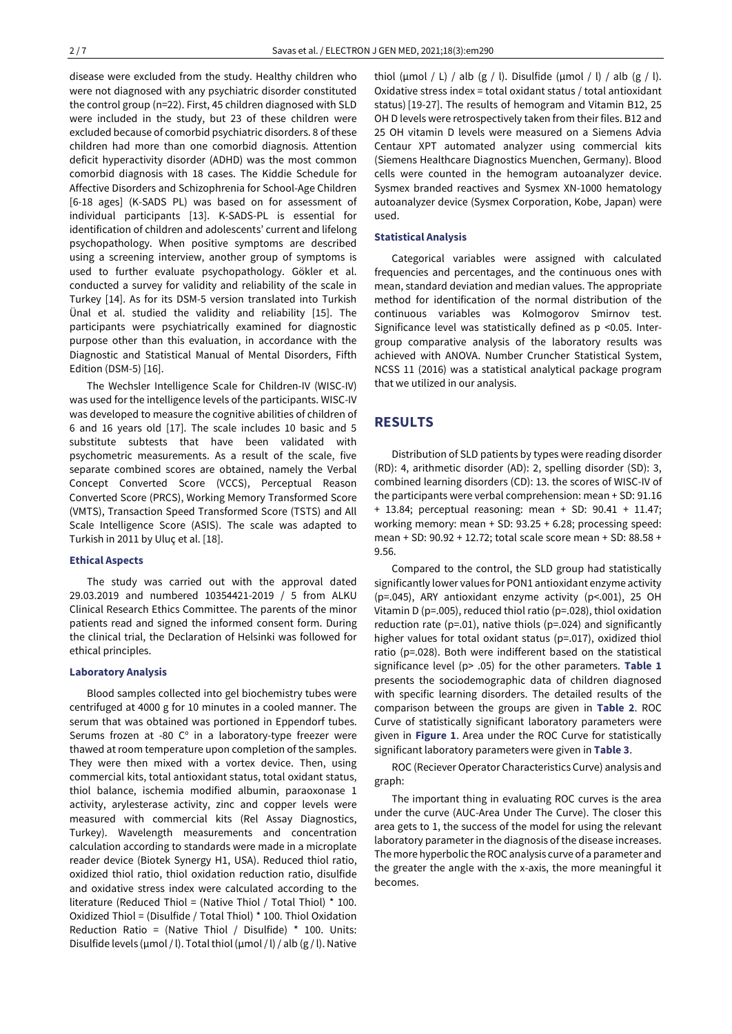disease were excluded from the study. Healthy children who were not diagnosed with any psychiatric disorder constituted the control group (n=22). First, 45 children diagnosed with SLD were included in the study, but 23 of these children were excluded because of comorbid psychiatric disorders. 8 of these children had more than one comorbid diagnosis. Attention deficit hyperactivity disorder (ADHD) was the most common comorbid diagnosis with 18 cases. The Kiddie Schedule for Affective Disorders and Schizophrenia for School-Age Children [6-18 ages] (K-SADS PL) was based on for assessment of individual participants [13]. K-SADS-PL is essential for identification of children and adolescents' current and lifelong psychopathology. When positive symptoms are described using a screening interview, another group of symptoms is used to further evaluate psychopathology. Gökler et al. conducted a survey for validity and reliability of the scale in Turkey [14]. As for its DSM-5 version translated into Turkish Ünal et al. studied the validity and reliability [15]. The participants were psychiatrically examined for diagnostic purpose other than this evaluation, in accordance with the Diagnostic and Statistical Manual of Mental Disorders, Fifth Edition (DSM-5) [16].

The Wechsler Intelligence Scale for Children-IV (WISC-IV) was used for the intelligence levels of the participants. WISC-IV was developed to measure the cognitive abilities of children of 6 and 16 years old [17]. The scale includes 10 basic and 5 substitute subtests that have been validated with psychometric measurements. As a result of the scale, five separate combined scores are obtained, namely the Verbal Concept Converted Score (VCCS), Perceptual Reason Converted Score (PRCS), Working Memory Transformed Score (VMTS), Transaction Speed Transformed Score (TSTS) and All Scale Intelligence Score (ASIS). The scale was adapted to Turkish in 2011 by Uluç et al. [18].

### Ethical Aspects

The study was carried out with the approval dated 29.03.2019 and numbered 10354421-2019 / 5 from ALKU Clinical Research Ethics Committee. The parents of the minor patients read and signed the informed consent form. During the clinical trial, the Declaration of Helsinki was followed for ethical principles.

### Laboratory Analysis

Blood samples collected into gel biochemistry tubes were centrifuged at 4000 g for 10 minutes in a cooled manner. The serum that was obtained was portioned in Eppendorf tubes. Serums frozen at -80 C° in a laboratory-type freezer were thawed at room temperature upon completion of the samples. They were then mixed with a vortex device. Then, using commercial kits, total antioxidant status, total oxidant status, thiol balance, ischemia modified albumin, paraoxonase 1 activity, arylesterase activity, zinc and copper levels were measured with commercial kits (Rel Assay Diagnostics, Turkey). Wavelength measurements and concentration calculation according to standards were made in a microplate reader device (Biotek Synergy H1, USA). Reduced thiol ratio, oxidized thiol ratio, thiol oxidation reduction ratio, disulfide and oxidative stress index were calculated according to the literature (Reduced Thiol = (Native Thiol / Total Thiol) * 100. Oxidized Thiol = (Disulfide / Total Thiol) * 100. Thiol Oxidation Reduction Ratio = (Native Thiol / Disulfide) * 100. Units: Disulfide levels (µmol / l). Total thiol (µmol / l) / alb (g / l). Native thiol (µmol / L) / alb (g / l). Disulfide (µmol / l) / alb (g / l). Oxidative stress index = total oxidant status / total antioxidant status) [19-27]. The results of hemogram and Vitamin B12, 25 OH D levels were retrospectively taken from their files. B12 and 25 OH vitamin D levels were measured on a Siemens Advia Centaur XPT automated analyzer using commercial kits (Siemens Healthcare Diagnostics Muenchen, Germany). Blood cells were counted in the hemogram autoanalyzer device. Sysmex branded reactives and Sysmex XN-1000 hematology autoanalyzer device (Sysmex Corporation, Kobe, Japan) were used.

### Statistical Analysis

Categorical variables were assigned with calculated frequencies and percentages, and the continuous ones with mean, standard deviation and median values. The appropriate method for identification of the normal distribution of the continuous variables was Kolmogorov Smirnov test. Significance level was statistically defined as $p < 0.05$. Inter-group comparative analysis of the laboratory results was achieved with ANOVA. Number Cruncher Statistical System, NCSS 11 (2016) was a statistical analytical package program that we utilized in our analysis.

## RESULTS

Distribution of SLD patients by types were reading disorder (RD): 4, arithmetic disorder (AD): 2, spelling disorder (SD): 3, combined learning disorders (CD): 13. the scores of WISC-IV of the participants were verbal comprehension: mean + SD: 91.16 + 13.84; perceptual reasoning: mean + SD: 90.41 + 11.47; working memory: mean + SD: 93.25 + 6.28; processing speed: mean + SD: 90.92 + 12.72; total scale score mean + SD: 88.58 + 9.56.

Compared to the control, the SLD group had statistically significantly lower values for PON1 antioxidant enzyme activity ($p=.045$), ARY antioxidant enzyme activity ($p<.001$), 25 OH Vitamin D ($p=.005$), reduced thiol ratio ($p=.028$), thiol oxidation reduction rate ($p=.01$), native thiols ($p=.024$) and significantly higher values for total oxidant status ($p=.017$), oxidized thiol ratio ($p=.028$). Both were indifferent based on the statistical significance level ($p> .05$) for the other parameters. **Table 1** presents the sociodemographic data of children diagnosed with specific learning disorders. The detailed results of the comparison between the groups are given in **Table 2**. ROC Curve of statistically significant laboratory parameters were given in **Figure 1**. Area under the ROC Curve for statistically significant laboratory parameters were given in **Table 3**.

ROC (Reciever Operator Characteristics Curve) analysis and graph:

The important thing in evaluating ROC curves is the area under the curve (AUC-Area Under The Curve). The closer this area gets to 1, the success of the model for using the relevant laboratory parameter in the diagnosis of the disease increases. The more hyperbolic the ROC analysis curve of a parameter and the greater the angle with the x-axis, the more meaningful it becomes.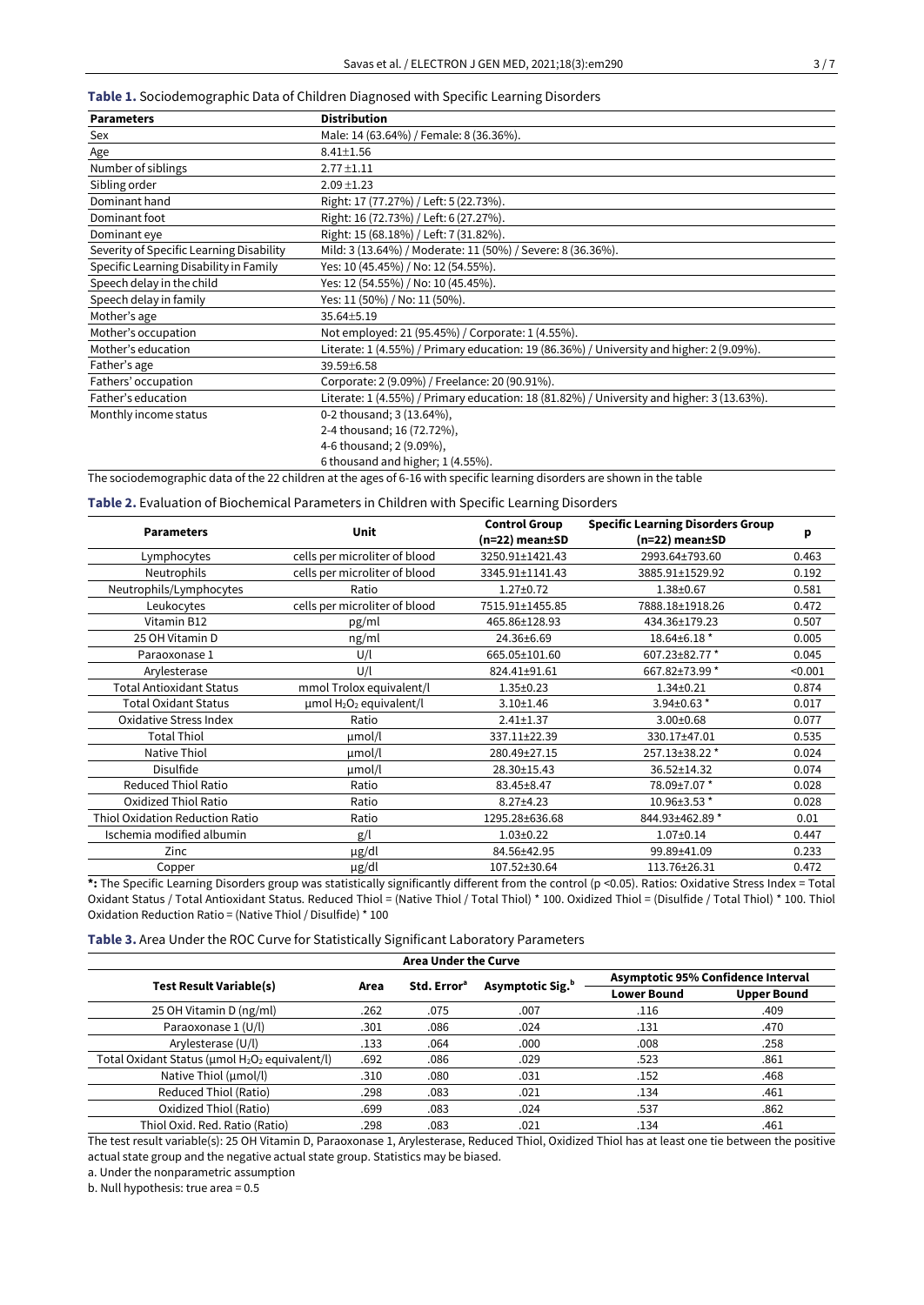**Table 1.** Sociodemographic Data of Children Diagnosed with Specific Learning Disorders

| Parameters | Distribution |
|---|---|
| Sex | Male: 14 (63.64%) / Female: 8 (36.36%). |
| Age | 8.41±1.56 |
| Number of siblings | 2.77 ±1.11 |
| Sibling order | 2.09 ±1.23 |
| Dominant hand | Right: 17 (77.27%) / Left: 5 (22.73%). |
| Dominant foot | Right: 16 (72.73%) / Left: 6 (27.27%). |
| Dominant eye | Right: 15 (68.18%) / Left: 7 (31.82%). |
| Severity of Specific Learning Disability | Mild: 3 (13.64%) / Moderate: 11 (50%) / Severe: 8 (36.36%). |
| Specific Learning Disability in Family | Yes: 10 (45.45%) / No: 12 (54.55%). |
| Speech delay in the child | Yes: 12 (54.55%) / No: 10 (45.45%). |
| Speech delay in family | Yes: 11 (50%) / No: 11 (50%). |
| Mother's age | 35.64±5.19 |
| Mother's occupation | Not employed: 21 (95.45%) / Corporate: 1 (4.55%). |
| Mother's education | Literate: 1 (4.55%) / Primary education: 19 (86.36%) / University and higher: 2 (9.09%). |
| Father's age | 39.59±6.58 |
| Fathers' occupation | Corporate: 2 (9.09%) / Freelance: 20 (90.91%). |
| Father's education | Literate: 1 (4.55%) / Primary education: 18 (81.82%) / University and higher: 3 (13.63%). |
| Monthly income status | 0-2 thousand; 3 (13.64%),<br>2-4 thousand; 16 (72.72%),<br>4-6 thousand; 2 (9.09%),<br>6 thousand and higher; 1 (4.55%). |

The sociodemographic data of the 22 children at the ages of 6-16 with specific learning disorders are shown in the table

**Table 2.** Evaluation of Biochemical Parameters in Children with Specific Learning Disorders

| Parameters | Unit | Control Group (n=22) mean±SD | Specific Learning Disorders Group (n=22) mean±SD | p |
|---|---|---|---|---|
| Lymphocytes | cells per microliter of blood | 3250.91±1421.43 | 2993.64±793.60 | 0.463 |
| Neutrophils | cells per microliter of blood | 3345.91±1141.43 | 3885.91±1529.92 | 0.192 |
| Neutrophils/Lymphocytes | Ratio | 1.27±0.72 | 1.38±0.67 | 0.581 |
| Leukocytes | cells per microliter of blood | 7515.91±1455.85 | 7888.18±1918.26 | 0.472 |
| Vitamin B12 | pg/ml | 465.86±128.93 | 434.36±179.23 | 0.507 |
| 25 OH Vitamin D | ng/ml | 24.36±6.69 | 18.64±6.18 * | 0.005 |
| Paraoxonase 1 | U/l | 665.05±101.60 | 607.23±82.77 * | 0.045 |
| Arylesterase | U/l | 824.41±91.61 | 667.82±73.99 * | <0.001 |
| Total Antioxidant Status | mmol Trolox equivalent/l | 1.35±0.23 | 1.34±0.21 | 0.874 |
| Total Oxidant Status | µmol $H_2O_2$ equivalent/l | 3.10±1.46 | 3.94±0.63 * | 0.017 |
| Oxidative Stress Index | Ratio | 2.41±1.37 | 3.00±0.68 | 0.077 |
| Total Thiol | µmol/l | 337.11±22.39 | 330.17±47.01 | 0.535 |
| Native Thiol | µmol/l | 280.49±27.15 | 257.13±38.22 * | 0.024 |
| Disulfide | µmol/l | 28.30±15.43 | 36.52±14.32 | 0.074 |
| Reduced Thiol Ratio | Ratio | 83.45±8.47 | 78.09±7.07 * | 0.028 |
| Oxidized Thiol Ratio | Ratio | 8.27±4.23 | 10.96±3.53 * | 0.028 |
| Thiol Oxidation Reduction Ratio | Ratio | 1295.28±636.68 | 844.93±462.89 * | 0.01 |
| Ischemia modified albumin | g/l | 1.03±0.22 | 1.07±0.14 | 0.447 |
| Zinc | µg/dl | 84.56±42.95 | 99.89±41.09 | 0.233 |
| Copper | µg/dl | 107.52±30.64 | 113.76±26.31 | 0.472 |

**\*:** The Specific Learning Disorders group was statistically significantly different from the control (p <0.05). Ratios: Oxidative Stress Index = Total Oxidant Status / Total Antioxidant Status. Reduced Thiol = (Native Thiol / Total Thiol) * 100. Oxidized Thiol = (Disulfide / Total Thiol) * 100. Thiol Oxidation Reduction Ratio = (Native Thiol / Disulfide) * 100

**Table 3.** Area Under the ROC Curve for Statistically Significant Laboratory Parameters

| Area Under the Curve | | | | | |
|---|---|---|---|---|---|
| Test Result Variable(s) | Area | Std. Error[a] | Asymptotic Sig.[b] | Asymptotic 95% Confidence Interval | |
| | | | | Lower Bound | Upper Bound |
| 25 OH Vitamin D (ng/ml) | .262 | .075 | .007 | .116 | .409 |
| Paraoxonase 1 (U/l) | .301 | .086 | .024 | .131 | .470 |
| Arylesterase (U/l) | .133 | .064 | .000 | .008 | .258 |
| Total Oxidant Status (µmol $H_2O_2$ equivalent/l) | .692 | .086 | .029 | .523 | .861 |
| Native Thiol (µmol/l) | .310 | .080 | .031 | .152 | .468 |
| Reduced Thiol (Ratio) | .298 | .083 | .021 | .134 | .461 |
| Oxidized Thiol (Ratio) | .699 | .083 | .024 | .537 | .862 |
| Thiol Oxid. Red. Ratio (Ratio) | .298 | .083 | .021 | .134 | .461 |

The test result variable(s): 25 OH Vitamin D, Paraoxonase 1, Arylesterase, Reduced Thiol, Oxidized Thiol has at least one tie between the positive actual state group and the negative actual state group. Statistics may be biased.

a. Under the nonparametric assumption

b. Null hypothesis: true area = 0.5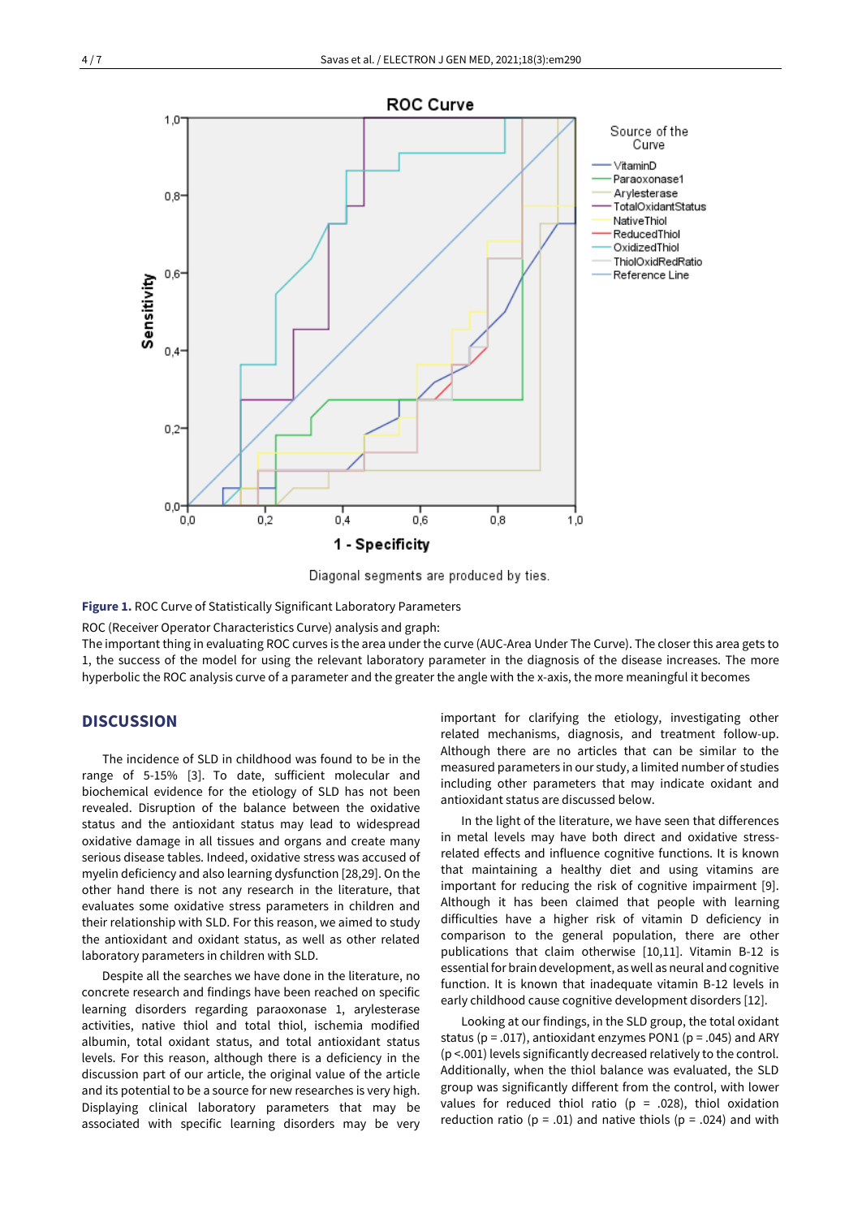**Figure 1.** ROC Curve of Statistically Significant Laboratory Parameters

ROC (Receiver Operator Characteristics Curve) analysis and graph:

The important thing in evaluating ROC curves is the area under the curve (AUC-Area Under The Curve). The closer this area gets to 1, the success of the model for using the relevant laboratory parameter in the diagnosis of the disease increases. The more hyperbolic the ROC analysis curve of a parameter and the greater the angle with the x-axis, the more meaningful it becomes

## DISCUSSION

The incidence of SLD in childhood was found to be in the range of 5-15% [3]. To date, sufficient molecular and biochemical evidence for the etiology of SLD has not been revealed. Disruption of the balance between the oxidative status and the antioxidant status may lead to widespread oxidative damage in all tissues and organs and create many serious disease tables. Indeed, oxidative stress was accused of myelin deficiency and also learning dysfunction [28,29]. On the other hand there is not any research in the literature, that evaluates some oxidative stress parameters in children and their relationship with SLD. For this reason, we aimed to study the antioxidant and oxidant status, as well as other related laboratory parameters in children with SLD.

Despite all the searches we have done in the literature, no concrete research and findings have been reached on specific learning disorders regarding paraoxonase 1, arylesterase activities, native thiol and total thiol, ischemia modified albumin, total oxidant status, and total antioxidant status levels. For this reason, although there is a deficiency in the discussion part of our article, the original value of the article and its potential to be a source for new researches is very high. Displaying clinical laboratory parameters that may be associated with specific learning disorders may be very important for clarifying the etiology, investigating other related mechanisms, diagnosis, and treatment follow-up. Although there are no articles that can be similar to the measured parameters in our study, a limited number of studies including other parameters that may indicate oxidant and antioxidant status are discussed below.

In the light of the literature, we have seen that differences in metal levels may have both direct and oxidative stress-related effects and influence cognitive functions. It is known that maintaining a healthy diet and using vitamins are important for reducing the risk of cognitive impairment [9]. Although it has been claimed that people with learning difficulties have a higher risk of vitamin D deficiency in comparison to the general population, there are other publications that claim otherwise [10,11]. Vitamin B-12 is essential for brain development, as well as neural and cognitive function. It is known that inadequate vitamin B-12 levels in early childhood cause cognitive development disorders [12].

Looking at our findings, in the SLD group, the total oxidant status ($p = .017$), antioxidant enzymes PON1 ($p = .045$) and ARY ($p <.001$) levels significantly decreased relatively to the control. Additionally, when the thiol balance was evaluated, the SLD group was significantly different from the control, with lower values for reduced thiol ratio ($p = .028$), thiol oxidation reduction ratio ($p = .01$) and native thiols ($p = .024$) and with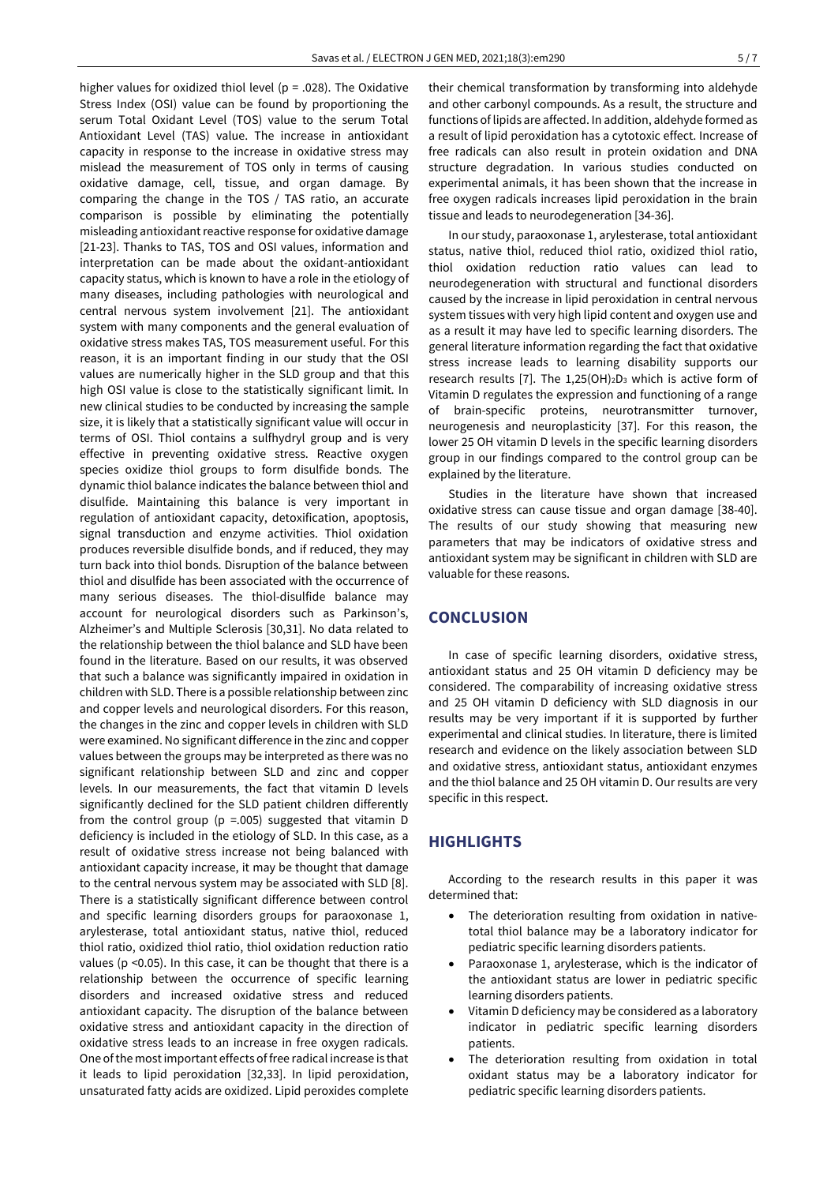higher values for oxidized thiol level (p = .028). The Oxidative Stress Index (OSI) value can be found by proportioning the serum Total Oxidant Level (TOS) value to the serum Total Antioxidant Level (TAS) value. The increase in antioxidant capacity in response to the increase in oxidative stress may mislead the measurement of TOS only in terms of causing oxidative damage, cell, tissue, and organ damage. By comparing the change in the TOS / TAS ratio, an accurate comparison is possible by eliminating the potentially misleading antioxidant reactive response for oxidative damage [21-23]. Thanks to TAS, TOS and OSI values, information and interpretation can be made about the oxidant-antioxidant capacity status, which is known to have a role in the etiology of many diseases, including pathologies with neurological and central nervous system involvement [21]. The antioxidant system with many components and the general evaluation of oxidative stress makes TAS, TOS measurement useful. For this reason, it is an important finding in our study that the OSI values are numerically higher in the SLD group and that this high OSI value is close to the statistically significant limit. In new clinical studies to be conducted by increasing the sample size, it is likely that a statistically significant value will occur in terms of OSI. Thiol contains a sulfhydryl group and is very effective in preventing oxidative stress. Reactive oxygen species oxidize thiol groups to form disulfide bonds. The dynamic thiol balance indicates the balance between thiol and disulfide. Maintaining this balance is very important in regulation of antioxidant capacity, detoxification, apoptosis, signal transduction and enzyme activities. Thiol oxidation produces reversible disulfide bonds, and if reduced, they may turn back into thiol bonds. Disruption of the balance between thiol and disulfide has been associated with the occurrence of many serious diseases. The thiol-disulfide balance may account for neurological disorders such as Parkinson's, Alzheimer's and Multiple Sclerosis [30,31]. No data related to the relationship between the thiol balance and SLD have been found in the literature. Based on our results, it was observed that such a balance was significantly impaired in oxidation in children with SLD. There is a possible relationship between zinc and copper levels and neurological disorders. For this reason, the changes in the zinc and copper levels in children with SLD were examined. No significant difference in the zinc and copper values between the groups may be interpreted as there was no significant relationship between SLD and zinc and copper levels. In our measurements, the fact that vitamin D levels significantly declined for the SLD patient children differently from the control group (p =.005) suggested that vitamin D deficiency is included in the etiology of SLD. In this case, as a result of oxidative stress increase not being balanced with antioxidant capacity increase, it may be thought that damage to the central nervous system may be associated with SLD [8]. There is a statistically significant difference between control and specific learning disorders groups for paraoxonase 1, arylesterase, total antioxidant status, native thiol, reduced thiol ratio, oxidized thiol ratio, thiol oxidation reduction ratio values (p <0.05). In this case, it can be thought that there is a relationship between the occurrence of specific learning disorders and increased oxidative stress and reduced antioxidant capacity. The disruption of the balance between oxidative stress and antioxidant capacity in the direction of oxidative stress leads to an increase in free oxygen radicals. One of the most important effects of free radical increase is that it leads to lipid peroxidation [32,33]. In lipid peroxidation, unsaturated fatty acids are oxidized. Lipid peroxides complete their chemical transformation by transforming into aldehyde and other carbonyl compounds. As a result, the structure and functions of lipids are affected. In addition, aldehyde formed as a result of lipid peroxidation has a cytotoxic effect. Increase of free radicals can also result in protein oxidation and DNA structure degradation. In various studies conducted on experimental animals, it has been shown that the increase in free oxygen radicals increases lipid peroxidation in the brain tissue and leads to neurodegeneration [34-36].

In our study, paraoxonase 1, arylesterase, total antioxidant status, native thiol, reduced thiol ratio, oxidized thiol ratio, thiol oxidation reduction ratio values can lead to neurodegeneration with structural and functional disorders caused by the increase in lipid peroxidation in central nervous system tissues with very high lipid content and oxygen use and as a result it may have led to specific learning disorders. The general literature information regarding the fact that oxidative stress increase leads to learning disability supports our research results [7]. The $1,25(OH)_2D_3$ which is active form of Vitamin D regulates the expression and functioning of a range of brain-specific proteins, neurotransmitter turnover, neurogenesis and neuroplasticity [37]. For this reason, the lower 25 OH vitamin D levels in the specific learning disorders group in our findings compared to the control group can be explained by the literature.

Studies in the literature have shown that increased oxidative stress can cause tissue and organ damage [38-40]. The results of our study showing that measuring new parameters that may be indicators of oxidative stress and antioxidant system may be significant in children with SLD are valuable for these reasons.

## CONCLUSION

In case of specific learning disorders, oxidative stress, antioxidant status and 25 OH vitamin D deficiency may be considered. The comparability of increasing oxidative stress and 25 OH vitamin D deficiency with SLD diagnosis in our results may be very important if it is supported by further experimental and clinical studies. In literature, there is limited research and evidence on the likely association between SLD and oxidative stress, antioxidant status, antioxidant enzymes and the thiol balance and 25 OH vitamin D. Our results are very specific in this respect.

## HIGHLIGHTS

According to the research results in this paper it was determined that:

- The deterioration resulting from oxidation in native-total thiol balance may be a laboratory indicator for pediatric specific learning disorders patients.
- Paraoxonase 1, arylesterase, which is the indicator of the antioxidant status are lower in pediatric specific learning disorders patients.
- Vitamin D deficiency may be considered as a laboratory indicator in pediatric specific learning disorders patients.
- The deterioration resulting from oxidation in total oxidant status may be a laboratory indicator for pediatric specific learning disorders patients.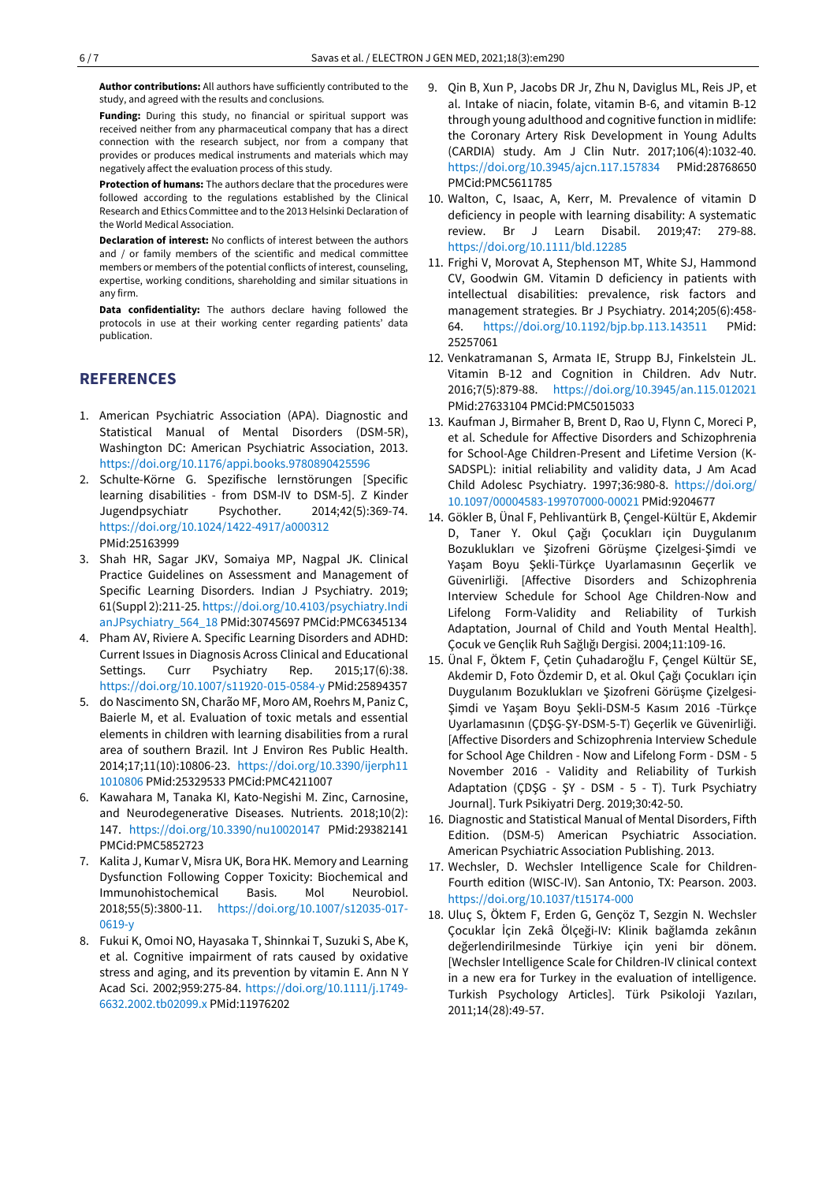**Author contributions:** All authors have sufficiently contributed to the study, and agreed with the results and conclusions.

**Funding:** During this study, no financial or spiritual support was received neither from any pharmaceutical company that has a direct connection with the research subject, nor from a company that provides or produces medical instruments and materials which may negatively affect the evaluation process of this study.

**Protection of humans:** The authors declare that the procedures were followed according to the regulations established by the Clinical Research and Ethics Committee and to the 2013 Helsinki Declaration of the World Medical Association.

**Declaration of interest:** No conflicts of interest between the authors and / or family members of the scientific and medical committee members or members of the potential conflicts of interest, counseling, expertise, working conditions, shareholding and similar situations in any firm.

**Data confidentiality:** The authors declare having followed the protocols in use at their working center regarding patients' data publication.

## REFERENCES

1. American Psychiatric Association (APA). Diagnostic and Statistical Manual of Mental Disorders (DSM-5R), Washington DC: American Psychiatric Association, 2013. https://doi.org/10.1176/appi.books.9780890425596
2. Schulte-Körne G. Spezifische lernstörungen [Specific learning disabilities - from DSM-IV to DSM-5]. Z Kinder Jugendpsychiatr Psychother. 2014;42(5):369-74. https://doi.org/10.1024/1422-4917/a000312 PMid:25163999
3. Shah HR, Sagar JKV, Somaiya MP, Nagpal JK. Clinical Practice Guidelines on Assessment and Management of Specific Learning Disorders. Indian J Psychiatry. 2019; 61(Suppl 2):211-25. https://doi.org/10.4103/psychiatry.IndianJPsychiatry_564_18 PMid:30745697 PMCid:PMC6345134
4. Pham AV, Riviere A. Specific Learning Disorders and ADHD: Current Issues in Diagnosis Across Clinical and Educational Settings. Curr Psychiatry Rep. 2015;17(6):38. https://doi.org/10.1007/s11920-015-0584-y PMid:25894357
5. do Nascimento SN, Charão MF, Moro AM, Roehrs M, Paniz C, Baierle M, et al. Evaluation of toxic metals and essential elements in children with learning disabilities from a rural area of southern Brazil. Int J Environ Res Public Health. 2014;17;11(10):10806-23. https://doi.org/10.3390/ijerph111010806 PMid:25329533 PMCid:PMC4211007
6. Kawahara M, Tanaka KI, Kato-Negishi M. Zinc, Carnosine, and Neurodegenerative Diseases. Nutrients. 2018;10(2): 147. https://doi.org/10.3390/nu10020147 PMid:29382141 PMCid:PMC5852723
7. Kalita J, Kumar V, Misra UK, Bora HK. Memory and Learning Dysfunction Following Copper Toxicity: Biochemical and Immunohistochemical Basis. Mol Neurobiol. 2018;55(5):3800-11. https://doi.org/10.1007/s12035-017-0619-y
8. Fukui K, Omoi NO, Hayasaka T, Shinnkai T, Suzuki S, Abe K, et al. Cognitive impairment of rats caused by oxidative stress and aging, and its prevention by vitamin E. Ann N Y Acad Sci. 2002;959:275-84. https://doi.org/10.1111/j.1749-6632.2002.tb02099.x PMid:11976202
9. Qin B, Xun P, Jacobs DR Jr, Zhu N, Daviglus ML, Reis JP, et al. Intake of niacin, folate, vitamin B-6, and vitamin B-12 through young adulthood and cognitive function in midlife: the Coronary Artery Risk Development in Young Adults (CARDIA) study. Am J Clin Nutr. 2017;106(4):1032-40. https://doi.org/10.3945/ajcn.117.157834 PMid:28768650 PMCid:PMC5611785
10. Walton, C, Isaac, A, Kerr, M. Prevalence of vitamin D deficiency in people with learning disability: A systematic review. Br J Learn Disabil. 2019;47: 279-88. https://doi.org/10.1111/bld.12285
11. Frighi V, Morovat A, Stephenson MT, White SJ, Hammond CV, Goodwin GM. Vitamin D deficiency in patients with intellectual disabilities: prevalence, risk factors and management strategies. Br J Psychiatry. 2014;205(6):458-64. https://doi.org/10.1192/bjp.bp.113.143511 PMid: 25257061
12. Venkatramanan S, Armata IE, Strupp BJ, Finkelstein JL. Vitamin B-12 and Cognition in Children. Adv Nutr. 2016;7(5):879-88. https://doi.org/10.3945/an.115.012021 PMid:27633104 PMCid:PMC5015033
13. Kaufman J, Birmaher B, Brent D, Rao U, Flynn C, Moreci P, et al. Schedule for Affective Disorders and Schizophrenia for School-Age Children-Present and Lifetime Version (K-SADSPL): initial reliability and validity data, J Am Acad Child Adolesc Psychiatry. 1997;36:980-8. https://doi.org/10.1097/00004583-199707000-00021 PMid:9204677
14. Gökler B, Ünal F, Pehlivantürk B, Çengel-Kültür E, Akdemir D, Taner Y. Okul Çağı Çocukları için Duygulanım Bozuklukları ve Şizofreni Görüşme Çizelgesi-Şimdi ve Yaşam Boyu Şekli-Türkçe Uyarlamasının Geçerlik ve Güvenirliği. [Affective Disorders and Schizophrenia Interview Schedule for School Age Children-Now and Lifelong Form-Validity and Reliability of Turkish Adaptation, Journal of Child and Youth Mental Health]. Çocuk ve Gençlik Ruh Sağlığı Dergisi. 2004;11:109-16.
15. Ünal F, Öktem F, Çetin Çuhadaroğlu F, Çengel Kültür SE, Akdemir D, Foto Özdemir D, et al. Okul Çağı Çocukları için Duygulanım Bozuklukları ve Şizofreni Görüşme Çizelgesi-Şimdi ve Yaşam Boyu Şekli-DSM-5 Kasım 2016 -Türkçe Uyarlamasının (ÇDŞG-ŞY-DSM-5-T) Geçerlik ve Güvenirliği. [Affective Disorders and Schizophrenia Interview Schedule for School Age Children - Now and Lifelong Form - DSM - 5 November 2016 - Validity and Reliability of Turkish Adaptation (ÇDŞG - ŞY - DSM - 5 - T). Turk Psychiatry Journal]. Turk Psikiyatri Derg. 2019;30:42-50.
16. Diagnostic and Statistical Manual of Mental Disorders, Fifth Edition. (DSM-5) American Psychiatric Association. American Psychiatric Association Publishing. 2013.
17. Wechsler, D. Wechsler Intelligence Scale for Children-Fourth edition (WISC-IV). San Antonio, TX: Pearson. 2003. https://doi.org/10.1037/t15174-000
18. Uluç S, Öktem F, Erden G, Gençöz T, Sezgin N. Wechsler Çocuklar İçin Zekâ Ölçeği-IV: Klinik bağlamda zekânın değerlendirilmesinde Türkiye için yeni bir dönem. [Wechsler Intelligence Scale for Children-IV clinical context in a new era for Turkey in the evaluation of intelligence. Turkish Psychology Articles]. Türk Psikoloji Yazıları, 2011;14(28):49-57.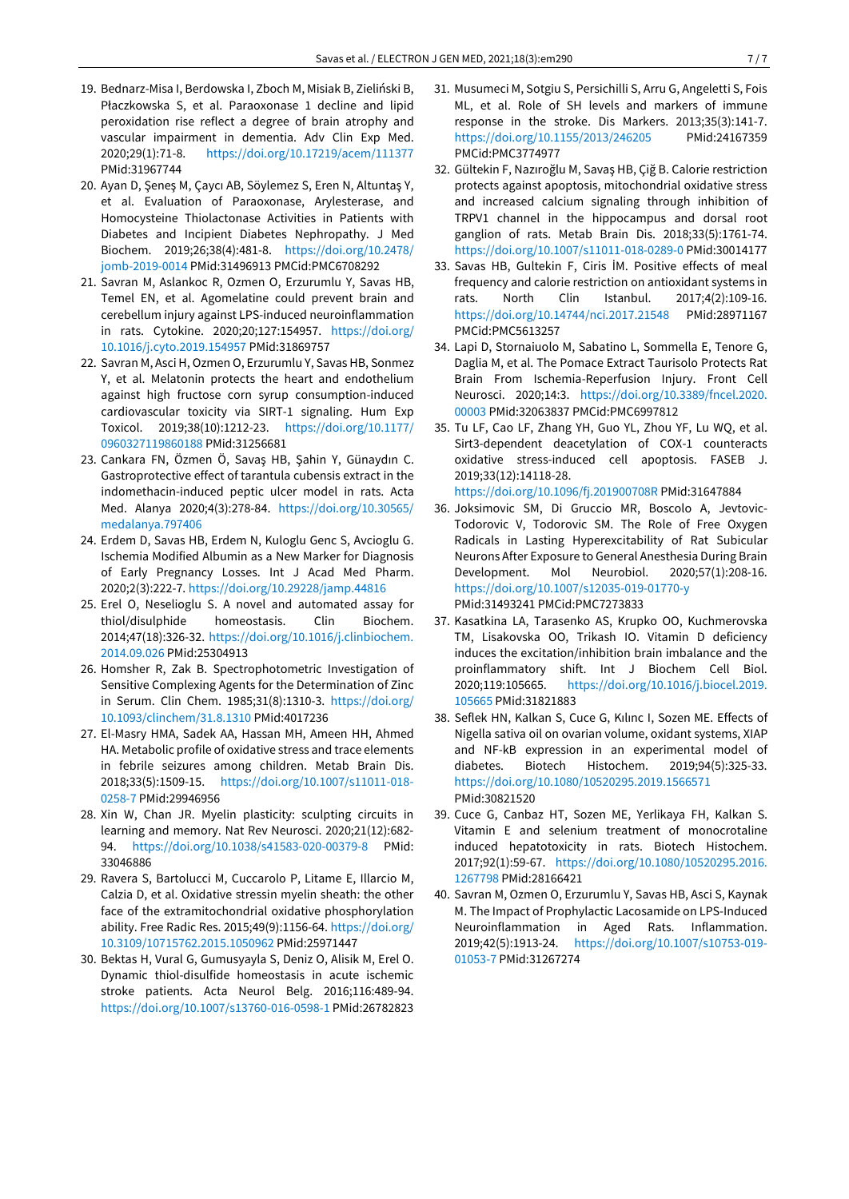19. Bednarz-Misa I, Berdowska I, Zboch M, Misiak B, Zieliński B, Płaczkowska S, et al. Paraoxonase 1 decline and lipid peroxidation rise reflect a degree of brain atrophy and vascular impairment in dementia. Adv Clin Exp Med. 2020;29(1):71-8. https://doi.org/10.17219/acem/111377 PMid:31967744
20. Ayan D, Şeneş M, Çaycı AB, Söylemez S, Eren N, Altuntaş Y, et al. Evaluation of Paraoxonase, Arylesterase, and Homocysteine Thiolactonase Activities in Patients with Diabetes and Incipient Diabetes Nephropathy. J Med Biochem. 2019;26;38(4):481-8. https://doi.org/10.2478/jomb-2019-0014 PMid:31496913 PMCid:PMC6708292
21. Savran M, Aslankoc R, Ozmen O, Erzurumlu Y, Savas HB, Temel EN, et al. Agomelatine could prevent brain and cerebellum injury against LPS-induced neuroinflammation in rats. Cytokine. 2020;20;127:154957. https://doi.org/10.1016/j.cyto.2019.154957 PMid:31869757
22. Savran M, Asci H, Ozmen O, Erzurumlu Y, Savas HB, Sonmez Y, et al. Melatonin protects the heart and endothelium against high fructose corn syrup consumption-induced cardiovascular toxicity via SIRT-1 signaling. Hum Exp Toxicol. 2019;38(10):1212-23. https://doi.org/10.1177/0960327119860188 PMid:31256681
23. Cankara FN, Özmen Ö, Savaş HB, Şahin Y, Günaydın C. Gastroprotective effect of tarantula cubensis extract in the indomethacin-induced peptic ulcer model in rats. Acta Med. Alanya 2020;4(3):278-84. https://doi.org/10.30565/medalanya.797406
24. Erdem D, Savas HB, Erdem N, Kuloglu Genc S, Avcioglu G. Ischemia Modified Albumin as a New Marker for Diagnosis of Early Pregnancy Losses. Int J Acad Med Pharm. 2020;2(3):222-7. https://doi.org/10.29228/jamp.44816
25. Erel O, Neselioglu S. A novel and automated assay for thiol/disulphide homeostasis. Clin Biochem. 2014;47(18):326-32. https://doi.org/10.1016/j.clinbiochem.2014.09.026 PMid:25304913
26. Homsher R, Zak B. Spectrophotometric Investigation of Sensitive Complexing Agents for the Determination of Zinc in Serum. Clin Chem. 1985;31(8):1310-3. https://doi.org/10.1093/clinchem/31.8.1310 PMid:4017236
27. El-Masry HMA, Sadek AA, Hassan MH, Ameen HH, Ahmed HA. Metabolic profile of oxidative stress and trace elements in febrile seizures among children. Metab Brain Dis. 2018;33(5):1509-15. https://doi.org/10.1007/s11011-018-0258-7 PMid:29946956
28. Xin W, Chan JR. Myelin plasticity: sculpting circuits in learning and memory. Nat Rev Neurosci. 2020;21(12):682-94. https://doi.org/10.1038/s41583-020-00379-8 PMid:33046886
29. Ravera S, Bartolucci M, Cuccarolo P, Litame E, Illarcio M, Calzia D, et al. Oxidative stressin myelin sheath: the other face of the extramitochondrial oxidative phosphorylation ability. Free Radic Res. 2015;49(9):1156-64. https://doi.org/10.3109/10715762.2015.1050962 PMid:25971447
30. Bektas H, Vural G, Gumusyayla S, Deniz O, Alisik M, Erel O. Dynamic thiol-disulfide homeostasis in acute ischemic stroke patients. Acta Neurol Belg. 2016;116:489-94. https://doi.org/10.1007/s13760-016-0598-1 PMid:26782823
31. Musumeci M, Sotgiu S, Persichilli S, Arru G, Angeletti S, Fois ML, et al. Role of SH levels and markers of immune response in the stroke. Dis Markers. 2013;35(3):141-7. https://doi.org/10.1155/2013/246205 PMid:24167359 PMCid:PMC3774977
32. Gültekin F, Nazıroğlu M, Savaş HB, Çiğ B. Calorie restriction protects against apoptosis, mitochondrial oxidative stress and increased calcium signaling through inhibition of TRPV1 channel in the hippocampus and dorsal root ganglion of rats. Metab Brain Dis. 2018;33(5):1761-74. https://doi.org/10.1007/s11011-018-0289-0 PMid:30014177
33. Savas HB, Gultekin F, Ciris İM. Positive effects of meal frequency and calorie restriction on antioxidant systems in rats. North Clin Istanbul. 2017;4(2):109-16. https://doi.org/10.14744/nci.2017.21548 PMid:28971167 PMCid:PMC5613257
34. Lapi D, Stornaiuolo M, Sabatino L, Sommella E, Tenore G, Daglia M, et al. The Pomace Extract Taurisolo Protects Rat Brain From Ischemia-Reperfusion Injury. Front Cell Neurosci. 2020;14:3. https://doi.org/10.3389/fncel.2020.00003 PMid:32063837 PMCid:PMC6997812
35. Tu LF, Cao LF, Zhang YH, Guo YL, Zhou YF, Lu WQ, et al. Sirt3-dependent deacetylation of COX-1 counteracts oxidative stress-induced cell apoptosis. FASEB J. 2019;33(12):14118-28. https://doi.org/10.1096/fj.201900708R PMid:31647884
36. Joksimovic SM, Di Gruccio MR, Boscolo A, Jevtovic-Todorovic V, Todorovic SM. The Role of Free Oxygen Radicals in Lasting Hyperexcitability of Rat Subicular Neurons After Exposure to General Anesthesia During Brain Development. Mol Neurobiol. 2020;57(1):208-16. https://doi.org/10.1007/s12035-019-01770-y PMid:31493241 PMCid:PMC7273833
37. Kasatkina LA, Tarasenko AS, Krupko OO, Kuchmerovska TM, Lisakovska OO, Trikash IO. Vitamin D deficiency induces the excitation/inhibition brain imbalance and the proinflammatory shift. Int J Biochem Cell Biol. 2020;119:105665. https://doi.org/10.1016/j.biocel.2019.105665 PMid:31821883
38. Seflek HN, Kalkan S, Cuce G, Kılınc I, Sozen ME. Effects of Nigella sativa oil on ovarian volume, oxidant systems, XIAP and NF-kB expression in an experimental model of diabetes. Biotech Histochem. 2019;94(5):325-33. https://doi.org/10.1080/10520295.2019.1566571 PMid:30821520
39. Cuce G, Canbaz HT, Sozen ME, Yerlikaya FH, Kalkan S. Vitamin E and selenium treatment of monocrotaline induced hepatotoxicity in rats. Biotech Histochem. 2017;92(1):59-67. https://doi.org/10.1080/10520295.2016.1267798 PMid:28166421
40. Savran M, Ozmen O, Erzurumlu Y, Savas HB, Asci S, Kaynak M. The Impact of Prophylactic Lacosamide on LPS-Induced Neuroinflammation in Aged Rats. Inflammation. 2019;42(5):1913-24. https://doi.org/10.1007/s10753-019-01053-7 PMid:31267274